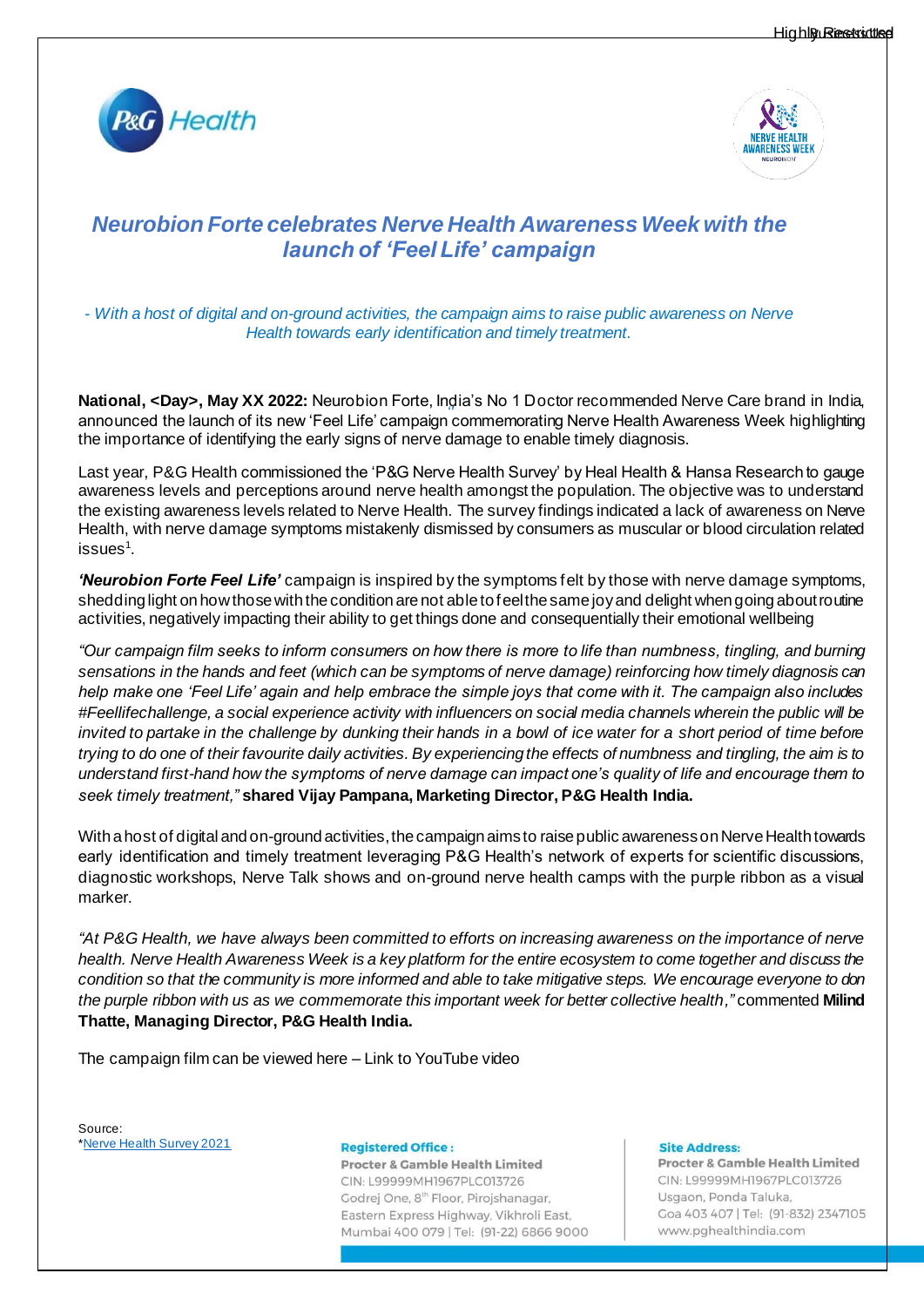# *Neurobion Forte celebrates Nerve Health Awareness Week with the launch of 'Feel Life' campaign*

*- With a host of digital and on-ground activities, the campaign aims to raise public awareness on Nerve Health towards early identification and timely treatment.*

**National, <Day>, May XX 2022:** Neurobion Forte, India's No 1 Doctor recommended Nerve Care brand in India, announced the launch of its new 'Feel Life' campaign commemorating Nerve Health Awareness Week highlighting the importance of identifying the early signs of nerve damage to enable timely diagnosis.

Last year, P&G Health commissioned the 'P&G Nerve Health Survey' by Heal Health & Hansa Research to gauge awareness levels and perceptions around nerve health amongst the population. The objective was to understand the existing awareness levels related to Nerve Health. The survey findings indicated a lack of awareness on Nerve Health, with nerve damage symptoms mistakenly dismissed by consumers as muscular or blood circulation related issues[1].

***'Neurobion Forte Feel Life'*** campaign is inspired by the symptoms felt by those with nerve damage symptoms, shedding light on how those with the condition are not able to feel the same joy and delight when going about routine activities, negatively impacting their ability to get things done and consequentially their emotional wellbeing

*"Our campaign film seeks to inform consumers on how there is more to life than numbness, tingling, and burning sensations in the hands and feet (which can be symptoms of nerve damage) reinforcing how timely diagnosis can help make one 'Feel Life' again and help embrace the simple joys that come with it. The campaign also includes #Feellifechallenge, a social experience activity with influencers on social media channels wherein the public will be invited to partake in the challenge by dunking their hands in a bowl of ice water for a short period of time before trying to do one of their favourite daily activities. By experiencing the effects of numbness and tingling, the aim is to understand first-hand how the symptoms of nerve damage can impact one's quality of life and encourage them to seek timely treatment,"* **shared Vijay Pampana, Marketing Director, P&G Health India.**

With a host of digital and on-ground activities, the campaign aims to raise public awareness on Nerve Health towards early identification and timely treatment leveraging P&G Health's network of experts for scientific discussions, diagnostic workshops, Nerve Talk shows and on-ground nerve health camps with the purple ribbon as a visual marker.

*"At P&G Health, we have always been committed to efforts on increasing awareness on the importance of nerve health. Nerve Health Awareness Week is a key platform for the entire ecosystem to come together and discuss the condition so that the community is more informed and able to take mitigative steps. We encourage everyone to don the purple ribbon with us as we commemorate this important week for better collective health,"* commented **Milind Thatte, Managing Director, P&G Health India.**

The campaign film can be viewed here – Link to YouTube video

Source:
*Nerve Health Survey 2021

**Registered Office :**
Procter & Gamble Health Limited
CIN: L99999MH1967PLC013726
Godrej One, 8th Floor, Pirojshanagar,
Eastern Express Highway, Vikhroli East,
Mumbai 400 079 | Tel: (91-22) 6866 9000

**Site Address:**
Procter & Gamble Health Limited
CIN: L99999MH1967PLC013726
Usgaon, Ponda Taluka,
Goa 403 407 | Tel: (91-832) 2347105
www.pghealthindia.com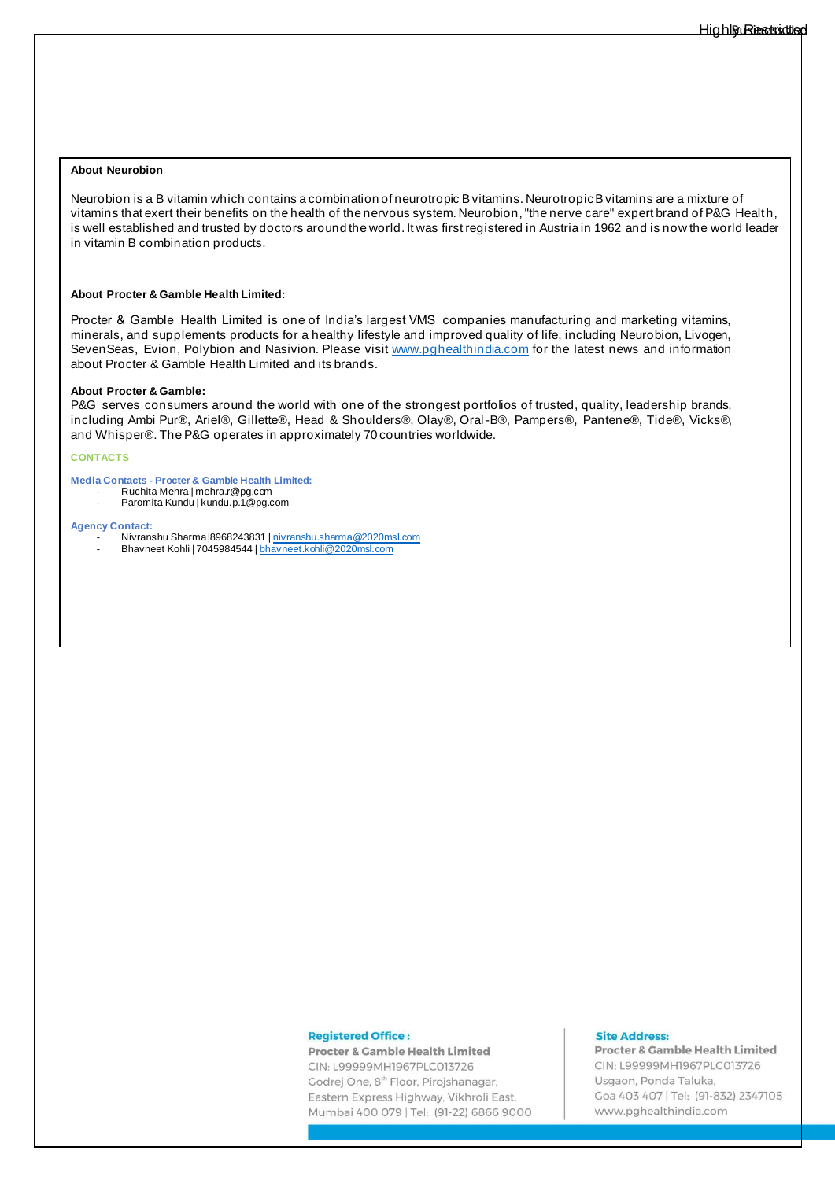**About Neurobion**

Neurobion is a B vitamin which contains a combination of neurotropic B vitamins. Neurotropic B vitamins are a mixture of vitamins that exert their benefits on the health of the nervous system. Neurobion, "the nerve care" expert brand of P&G Health, is well established and trusted by doctors around the world. It was first registered in Austria in 1962 and is now the world leader in vitamin B combination products.

**About Procter & Gamble Health Limited:**

Procter & Gamble Health Limited is one of India's largest VMS companies manufacturing and marketing vitamins, minerals, and supplements products for a healthy lifestyle and improved quality of life, including Neurobion, Livogen, SevenSeas, Evion, Polybion and Nasivion. Please visit www.pghealthindia.com for the latest news and information about Procter & Gamble Health Limited and its brands.

**About Procter & Gamble:**

P&G serves consumers around the world with one of the strongest portfolios of trusted, quality, leadership brands, including Ambi Pur®, Ariel®, Gillette®, Head & Shoulders®, Olay®, Oral-B®, Pampers®, Pantene®, Tide®, Vicks®, and Whisper®. The P&G operates in approximately 70 countries worldwide.

**CONTACTS**

**Media Contacts - Procter & Gamble Health Limited:**

- Ruchita Mehra | mehra.r@pg.com
- Paromita Kundu | kundu.p.1@pg.com

**Agency Contact:**

- Nivranshu Sharma |8968243831 | nivranshu.sharma@2020msl.com
- Bhavneet Kohli | 7045984544 | bhavneet.kohli@2020msl.com

**Registered Office :**
**Procter & Gamble Health Limited**
CIN: L99999MH1967PLC013726
Godrej One, 8th Floor, Pirojshanagar,
Eastern Express Highway, Vikhroli East,
Mumbai 400 079 | Tel: (91-22) 6866 9000

**Site Address:**
**Procter & Gamble Health Limited**
CIN: L99999MH1967PLC013726
Usgaon, Ponda Taluka,
Goa 403 407 | Tel: (91-832) 2347105
www.pghealthindia.com